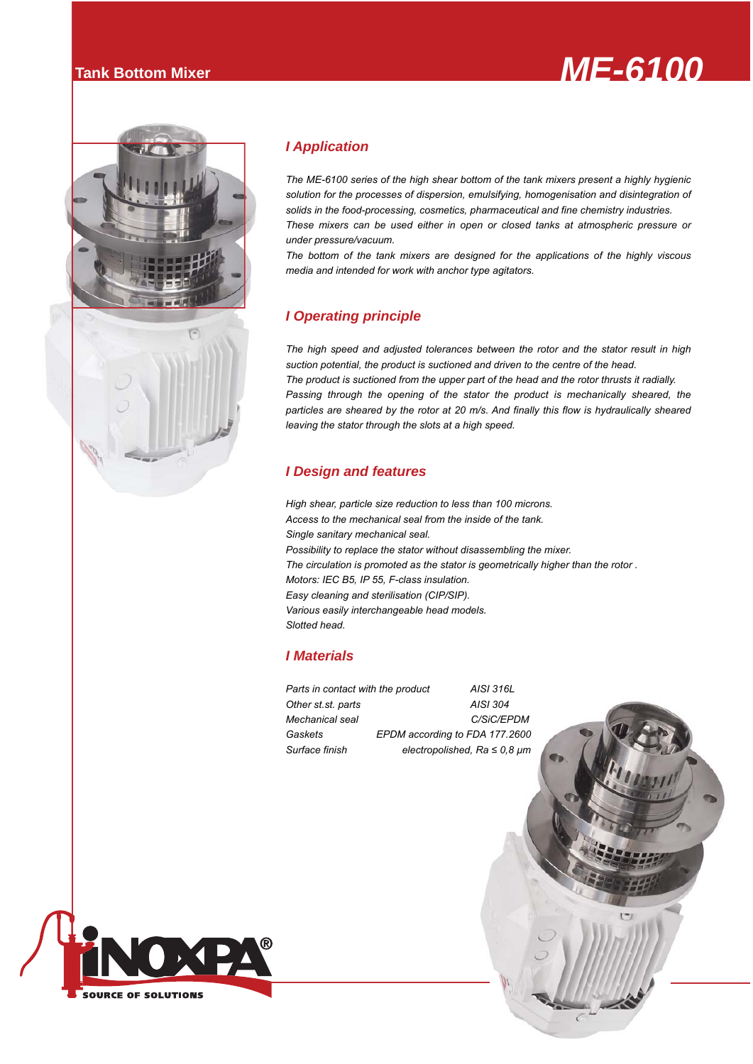Tank Bottom Mixer

# ME-6100

## I Application

*The ME-6100 series of the high shear bottom of the tank mixers present a highly hygienic solution for the processes of dispersion, emulsifying, homogenisation and disintegration of solids in the food-processing, cosmetics, pharmaceutical and fine chemistry industries.*
*These mixers can be used either in open or closed tanks at atmospheric pressure or under pressure/vacuum.*
*The bottom of the tank mixers are designed for the applications of the highly viscous media and intended for work with anchor type agitators.*

## I Operating principle

*The high speed and adjusted tolerances between the rotor and the stator result in high suction potential, the product is suctioned and driven to the centre of the head.*
*The product is suctioned from the upper part of the head and the rotor thrusts it radially.*
*Passing through the opening of the stator the product is mechanically sheared, the particles are sheared by the rotor at 20 m/s. And finally this flow is hydraulically sheared leaving the stator through the slots at a high speed.*

## I Design and features

*High shear, particle size reduction to less than 100 microns.*
*Access to the mechanical seal from the inside of the tank.*
*Single sanitary mechanical seal.*
*Possibility to replace the stator without disassembling the mixer.*
*The circulation is promoted as the stator is geometrically higher than the rotor .*
*Motors: IEC B5, IP 55, F-class insulation.*
*Easy cleaning and sterilisation (CIP/SIP).*
*Various easily interchangeable head models.*
*Slotted head.*

## I Materials

| | |
|---|---|
| *Parts in contact with the product* | *AISI 316L* |
| *Other st.st. parts* | *AISI 304* |
| *Mechanical seal* | *C/SiC/EPDM* |
| *Gaskets* | *EPDM according to FDA 177.2600* |
| *Surface finish* | *electropolished, Ra ≤ 0,8 μm* |

INOXPA® SOURCE OF SOLUTIONS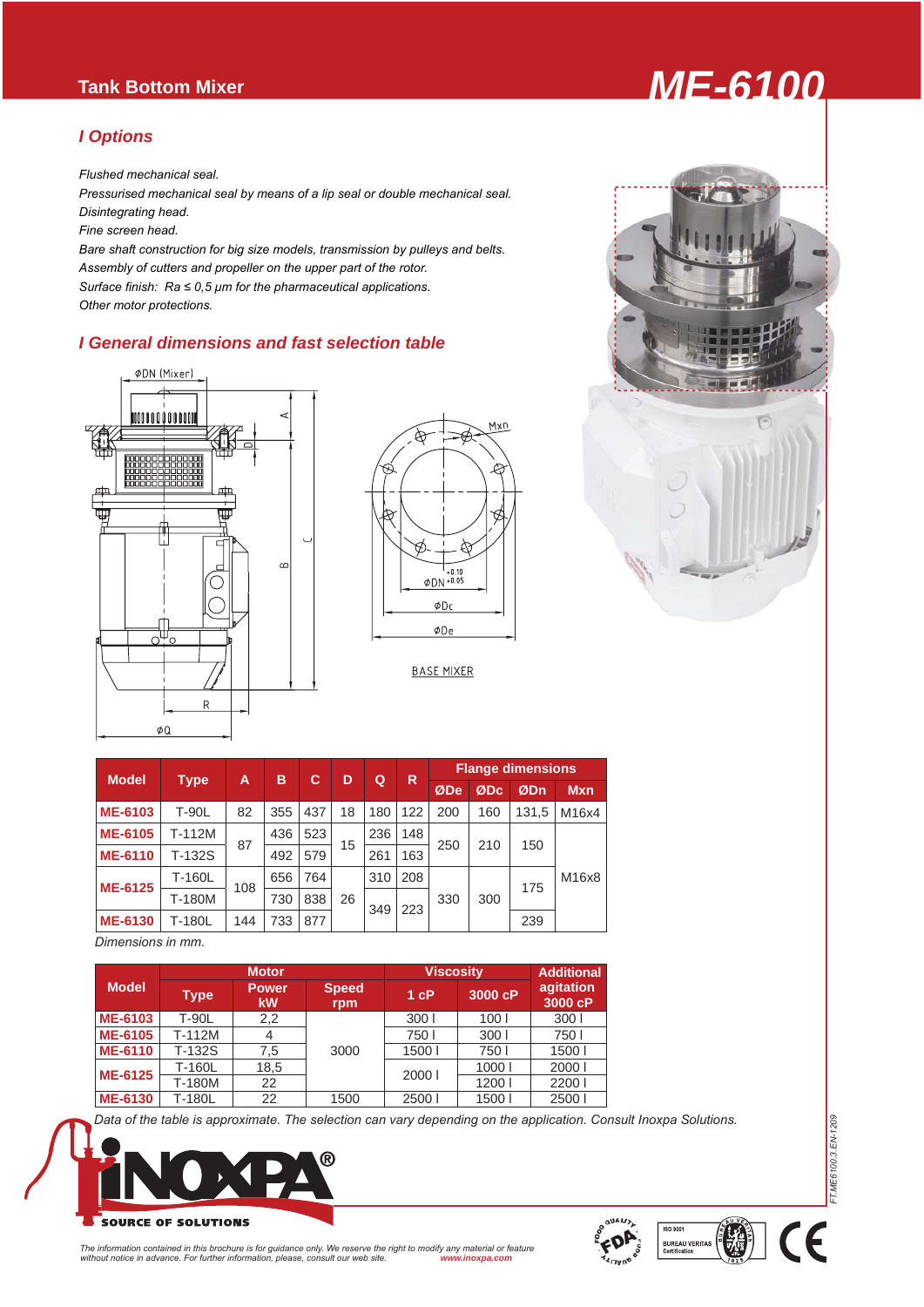# Tank Bottom Mixer

# ME-6100

## I Options

*Flushed mechanical seal.*
*Pressurised mechanical seal by means of a lip seal or double mechanical seal.*
*Disintegrating head.*
*Fine screen head.*
*Bare shaft construction for big size models, transmission by pulleys and belts.*
*Assembly of cutters and propeller on the upper part of the rotor.*
*Surface finish: Ra ≤ 0,5 μm for the pharmaceutical applications.*
*Other motor protections.*

## I General dimensions and fast selection table

ØDN (Mixer)
A
D
C
B
R
ØQ

Mxn
ØDN $^{+0.10}_{+0.05}$
ØDc
ØDe
BASE MIXER

| Model | Type | A | B | C | D | Q | R | Flange dimensions | | | |
|---|---|---|---|---|---|---|---|---|---|---|---|
| | | | | | | | | ØDe | ØDc | ØDn | Mxn |
| ME-6103 | T-90L | 82 | 355 | 437 | 18 | 180 | 122 | 200 | 160 | 131,5 | M16x4 |
| ME-6105 | T-112M | 87 | 436 | 523 | 15 | 236 | 148 | 250 | 210 | 150 | M16x8 |
| ME-6110 | T-132S | | 492 | 579 | | 261 | 163 | | | | |
| ME-6125 | T-160L | 108 | 656 | 764 | 26 | 310 | 208 | 330 | 300 | 175 | |
| | T-180M | | 730 | 838 | | 349 | 223 | | | | |
| ME-6130 | T-180L | 144 | 733 | 877 | | | | | | 239 | |

*Dimensions in mm.*

| Model | Motor | | | Viscosity | | Additional agitation |
|---|---|---|---|---|---|---|
| | Type | Power kW | Speed rpm | 1 cP | 3000 cP | 3000 cP |
| ME-6103 | T-90L | 2,2 | 3000 | 300 l | 100 l | 300 l |
| ME-6105 | T-112M | 4 | | 750 l | 300 l | 750 l |
| ME-6110 | T-132S | 7,5 | | 1500 l | 750 l | 1500 l |
| ME-6125 | T-160L | 18,5 | | 2000 l | 1000 l | 2000 l |
| | T-180M | 22 | | | 1200 l | 2200 l |
| ME-6130 | T-180L | 22 | 1500 | 2500 l | 1500 l | 2500 l |

*Data of the table is approximate. The selection can vary depending on the application. Consult Inoxpa Solutions.*

INOXPA® SOURCE OF SOLUTIONS

*The information contained in this brochure is for guidance only. We reserve the right to modify any material or feature without notice in advance. For further information, please, consult our web site.* www.inoxpa.com

FT.ME6100.3.EN-1209